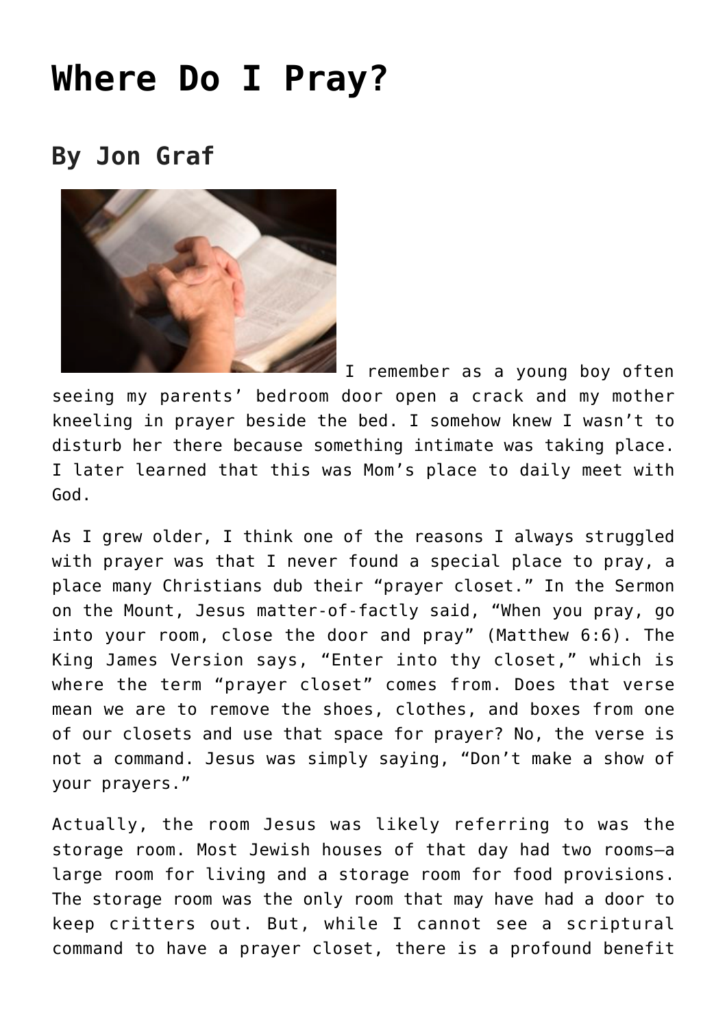# Where Do I Pray?

## By Jon Graf

I remember as a young boy often seeing my parents' bedroom door open a crack and my mother kneeling in prayer beside the bed. I somehow knew I wasn't to disturb her there because something intimate was taking place. I later learned that this was Mom's place to daily meet with God.

As I grew older, I think one of the reasons I always struggled with prayer was that I never found a special place to pray, a place many Christians dub their "prayer closet." In the Sermon on the Mount, Jesus matter-of-factly said, "When you pray, go into your room, close the door and pray" (Matthew 6:6). The King James Version says, "Enter into thy closet," which is where the term "prayer closet" comes from. Does that verse mean we are to remove the shoes, clothes, and boxes from one of our closets and use that space for prayer? No, the verse is not a command. Jesus was simply saying, "Don't make a show of your prayers."

Actually, the room Jesus was likely referring to was the storage room. Most Jewish houses of that day had two rooms—a large room for living and a storage room for food provisions. The storage room was the only room that may have had a door to keep critters out. But, while I cannot see a scriptural command to have a prayer closet, there is a profound benefit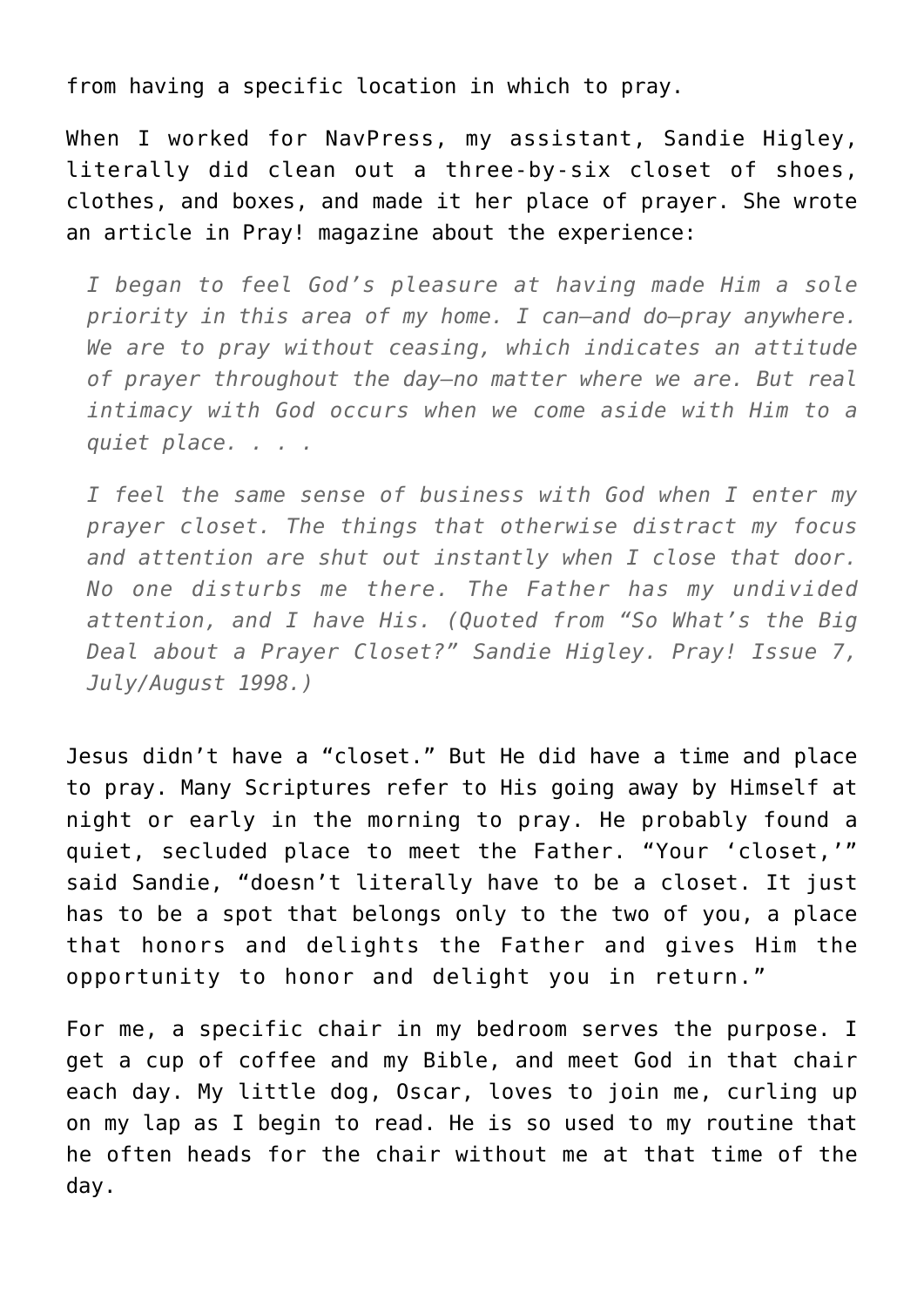from having a specific location in which to pray.

When I worked for NavPress, my assistant, Sandie Higley, literally did clean out a three-by-six closet of shoes, clothes, and boxes, and made it her place of prayer. She wrote an article in Pray! magazine about the experience:

> *I began to feel God's pleasure at having made Him a sole priority in this area of my home. I can—and do—pray anywhere. We are to pray without ceasing, which indicates an attitude of prayer throughout the day—no matter where we are. But real intimacy with God occurs when we come aside with Him to a quiet place. . . .*
>
> *I feel the same sense of business with God when I enter my prayer closet. The things that otherwise distract my focus and attention are shut out instantly when I close that door. No one disturbs me there. The Father has my undivided attention, and I have His. (Quoted from "So What's the Big Deal about a Prayer Closet?" Sandie Higley. Pray! Issue 7, July/August 1998.)*

Jesus didn't have a "closet." But He did have a time and place to pray. Many Scriptures refer to His going away by Himself at night or early in the morning to pray. He probably found a quiet, secluded place to meet the Father. "Your 'closet,'" said Sandie, "doesn't literally have to be a closet. It just has to be a spot that belongs only to the two of you, a place that honors and delights the Father and gives Him the opportunity to honor and delight you in return."

For me, a specific chair in my bedroom serves the purpose. I get a cup of coffee and my Bible, and meet God in that chair each day. My little dog, Oscar, loves to join me, curling up on my lap as I begin to read. He is so used to my routine that he often heads for the chair without me at that time of the day.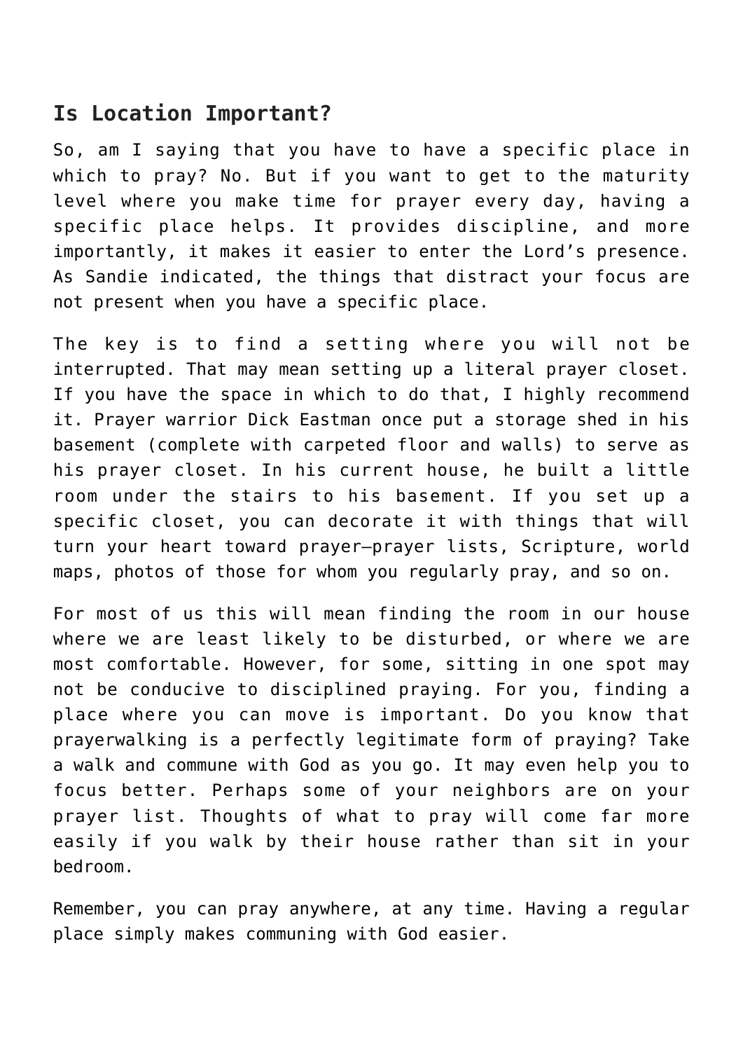## Is Location Important?

So, am I saying that you have to have a specific place in which to pray? No. But if you want to get to the maturity level where you make time for prayer every day, having a specific place helps. It provides discipline, and more importantly, it makes it easier to enter the Lord's presence. As Sandie indicated, the things that distract your focus are not present when you have a specific place.

The key is to find a setting where you will not be interrupted. That may mean setting up a literal prayer closet. If you have the space in which to do that, I highly recommend it. Prayer warrior Dick Eastman once put a storage shed in his basement (complete with carpeted floor and walls) to serve as his prayer closet. In his current house, he built a little room under the stairs to his basement. If you set up a specific closet, you can decorate it with things that will turn your heart toward prayer—prayer lists, Scripture, world maps, photos of those for whom you regularly pray, and so on.

For most of us this will mean finding the room in our house where we are least likely to be disturbed, or where we are most comfortable. However, for some, sitting in one spot may not be conducive to disciplined praying. For you, finding a place where you can move is important. Do you know that prayerwalking is a perfectly legitimate form of praying? Take a walk and commune with God as you go. It may even help you to focus better. Perhaps some of your neighbors are on your prayer list. Thoughts of what to pray will come far more easily if you walk by their house rather than sit in your bedroom.

Remember, you can pray anywhere, at any time. Having a regular place simply makes communing with God easier.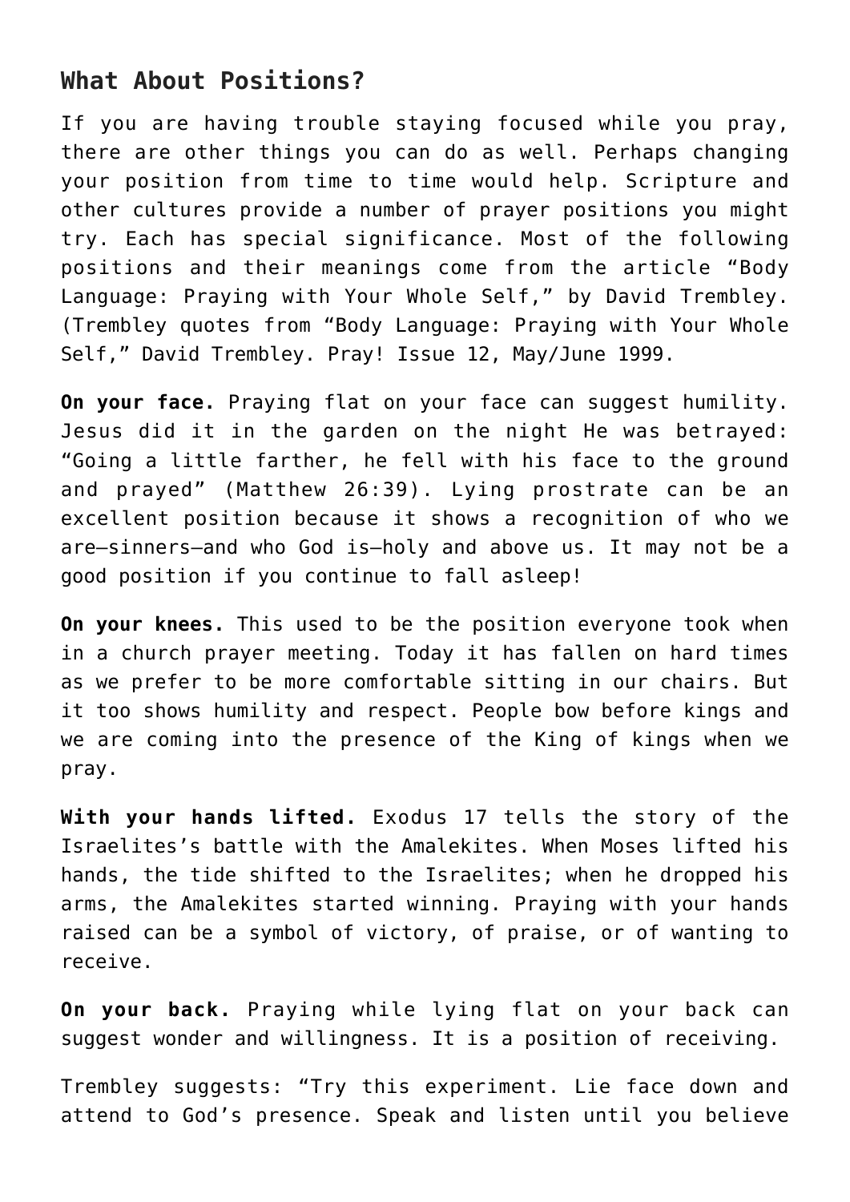## What About Positions?

If you are having trouble staying focused while you pray, there are other things you can do as well. Perhaps changing your position from time to time would help. Scripture and other cultures provide a number of prayer positions you might try. Each has special significance. Most of the following positions and their meanings come from the article "Body Language: Praying with Your Whole Self," by David Trembley. (Trembley quotes from "Body Language: Praying with Your Whole Self," David Trembley. Pray! Issue 12, May/June 1999.

**On your face.** Praying flat on your face can suggest humility. Jesus did it in the garden on the night He was betrayed: "Going a little farther, he fell with his face to the ground and prayed" (Matthew 26:39). Lying prostrate can be an excellent position because it shows a recognition of who we are—sinners—and who God is—holy and above us. It may not be a good position if you continue to fall asleep!

**On your knees.** This used to be the position everyone took when in a church prayer meeting. Today it has fallen on hard times as we prefer to be more comfortable sitting in our chairs. But it too shows humility and respect. People bow before kings and we are coming into the presence of the King of kings when we pray.

**With your hands lifted.** Exodus 17 tells the story of the Israelites's battle with the Amalekites. When Moses lifted his hands, the tide shifted to the Israelites; when he dropped his arms, the Amalekites started winning. Praying with your hands raised can be a symbol of victory, of praise, or of wanting to receive.

**On your back.** Praying while lying flat on your back can suggest wonder and willingness. It is a position of receiving.

Trembley suggests: "Try this experiment. Lie face down and attend to God's presence. Speak and listen until you believe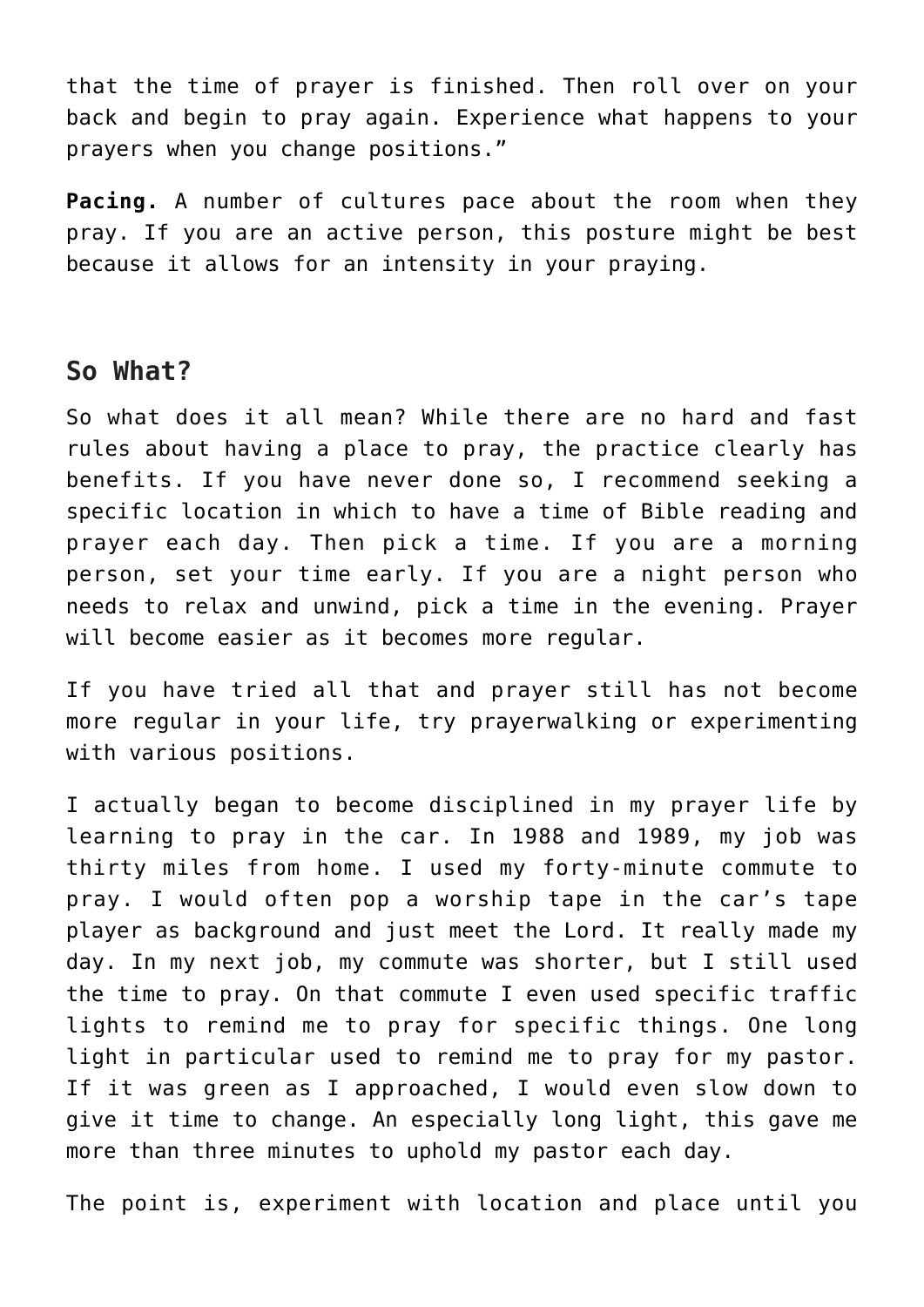that the time of prayer is finished. Then roll over on your back and begin to pray again. Experience what happens to your prayers when you change positions."

**Pacing.** A number of cultures pace about the room when they pray. If you are an active person, this posture might be best because it allows for an intensity in your praying.

## So What?

So what does it all mean? While there are no hard and fast rules about having a place to pray, the practice clearly has benefits. If you have never done so, I recommend seeking a specific location in which to have a time of Bible reading and prayer each day. Then pick a time. If you are a morning person, set your time early. If you are a night person who needs to relax and unwind, pick a time in the evening. Prayer will become easier as it becomes more regular.

If you have tried all that and prayer still has not become more regular in your life, try prayerwalking or experimenting with various positions.

I actually began to become disciplined in my prayer life by learning to pray in the car. In 1988 and 1989, my job was thirty miles from home. I used my forty-minute commute to pray. I would often pop a worship tape in the car's tape player as background and just meet the Lord. It really made my day. In my next job, my commute was shorter, but I still used the time to pray. On that commute I even used specific traffic lights to remind me to pray for specific things. One long light in particular used to remind me to pray for my pastor. If it was green as I approached, I would even slow down to give it time to change. An especially long light, this gave me more than three minutes to uphold my pastor each day.

The point is, experiment with location and place until you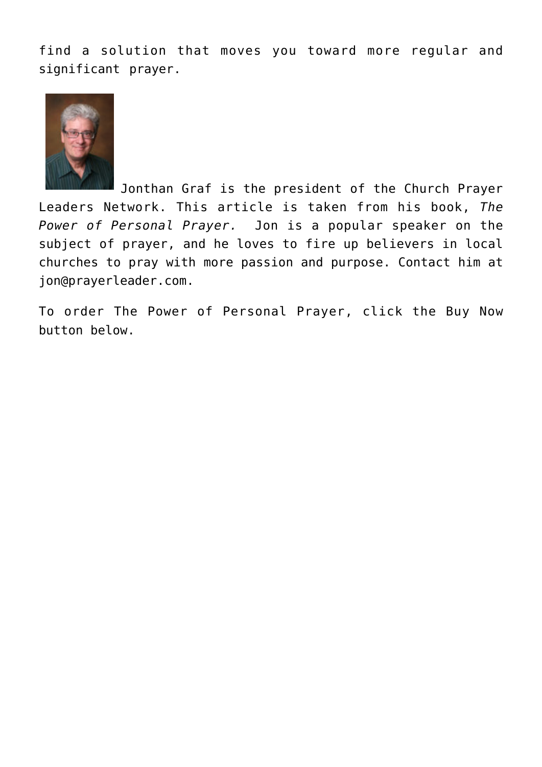find a solution that moves you toward more regular and significant prayer.

Jonthan Graf is the president of the Church Prayer Leaders Network. This article is taken from his book, *The Power of Personal Prayer.* Jon is a popular speaker on the subject of prayer, and he loves to fire up believers in local churches to pray with more passion and purpose. Contact him at jon@prayerleader.com.

To order The Power of Personal Prayer, click the Buy Now button below.